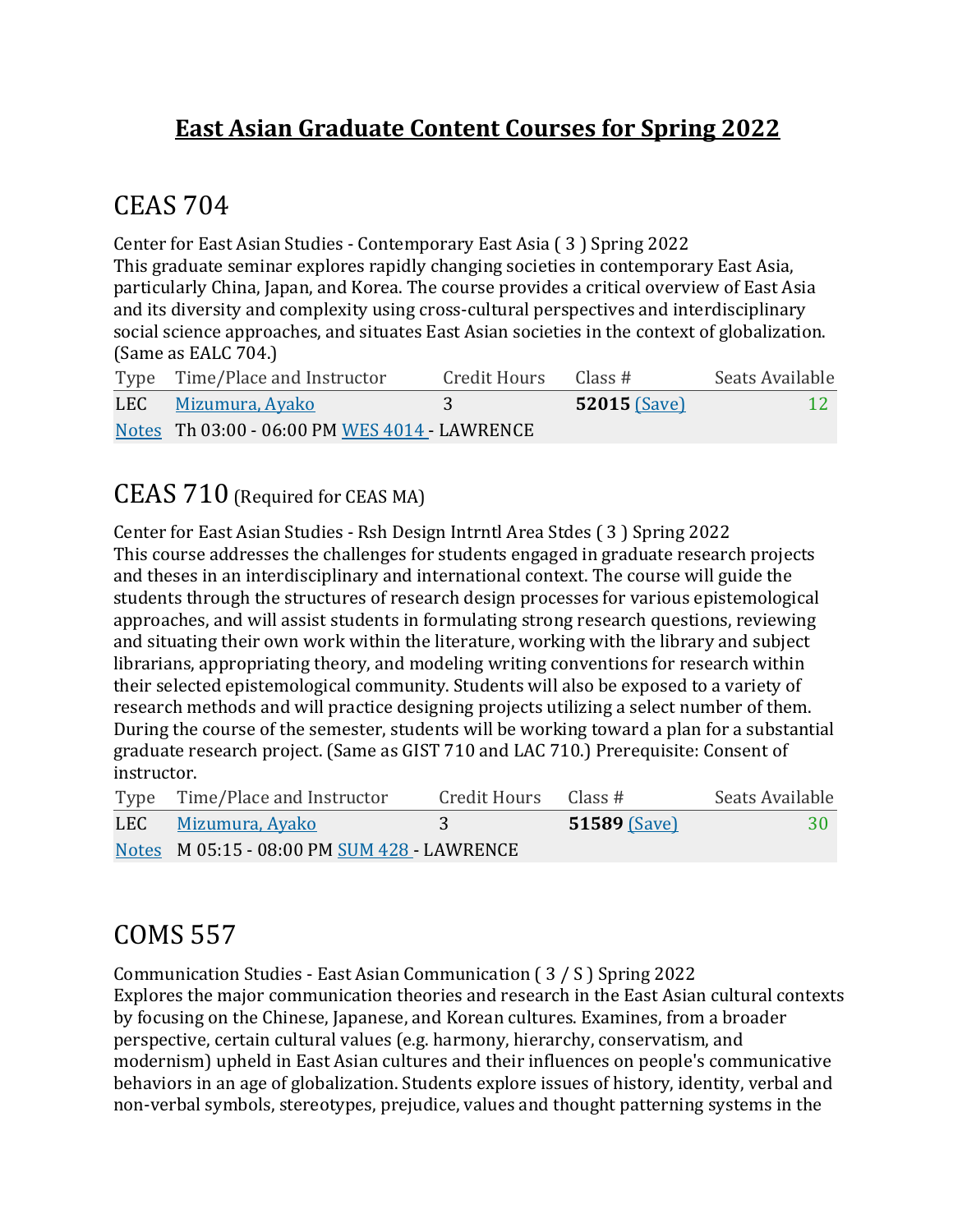# East Asian Graduate Content Courses for Spring 2022

## CEAS 704

Center for East Asian Studies - Contemporary East Asia ( 3 ) Spring 2022
This graduate seminar explores rapidly changing societies in contemporary East Asia, particularly China, Japan, and Korea. The course provides a critical overview of East Asia and its diversity and complexity using cross-cultural perspectives and interdisciplinary social science approaches, and situates East Asian societies in the context of globalization. (Same as EALC 704.)

| Type | Time/Place and Instructor | Credit Hours | Class # | Seats Available |
|---|---|---|---|---|
| LEC | Mizumura, Ayako | 3 | **52015** (Save) | 12 |
| Notes | Th 03:00 - 06:00 PM WES 4014 - LAWRENCE | | | |

## CEAS 710 (Required for CEAS MA)

Center for East Asian Studies - Rsh Design Intrntl Area Stdes ( 3 ) Spring 2022
This course addresses the challenges for students engaged in graduate research projects and theses in an interdisciplinary and international context. The course will guide the students through the structures of research design processes for various epistemological approaches, and will assist students in formulating strong research questions, reviewing and situating their own work within the literature, working with the library and subject librarians, appropriating theory, and modeling writing conventions for research within their selected epistemological community. Students will also be exposed to a variety of research methods and will practice designing projects utilizing a select number of them. During the course of the semester, students will be working toward a plan for a substantial graduate research project. (Same as GIST 710 and LAC 710.) Prerequisite: Consent of instructor.

| Type | Time/Place and Instructor | Credit Hours | Class # | Seats Available |
|---|---|---|---|---|
| LEC | Mizumura, Ayako | 3 | **51589** (Save) | 30 |
| Notes | M 05:15 - 08:00 PM SUM 428 - LAWRENCE | | | |

## COMS 557

Communication Studies - East Asian Communication ( 3 / S ) Spring 2022
Explores the major communication theories and research in the East Asian cultural contexts by focusing on the Chinese, Japanese, and Korean cultures. Examines, from a broader perspective, certain cultural values (e.g. harmony, hierarchy, conservatism, and modernism) upheld in East Asian cultures and their influences on people's communicative behaviors in an age of globalization. Students explore issues of history, identity, verbal and non-verbal symbols, stereotypes, prejudice, values and thought patterning systems in the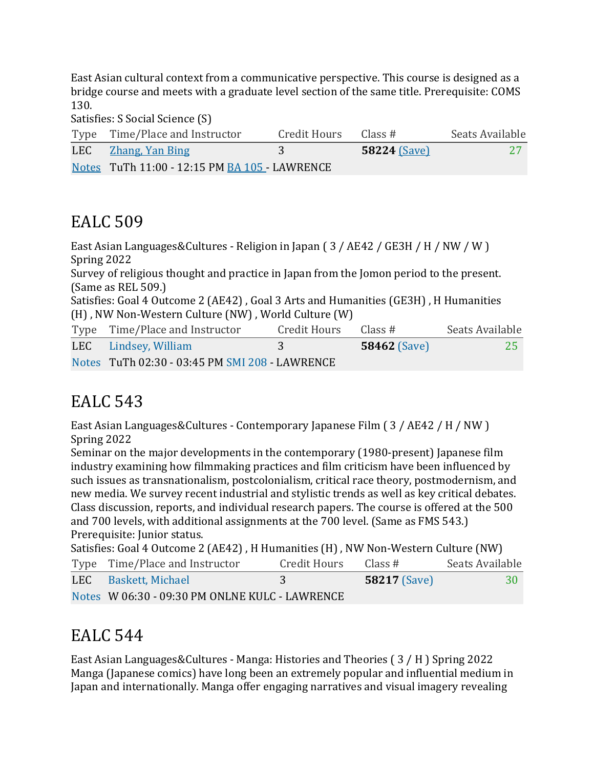East Asian cultural context from a communicative perspective. This course is designed as a bridge course and meets with a graduate level section of the same title. Prerequisite: COMS 130.
Satisfies: S Social Science (S)

| Type | Time/Place and Instructor | Credit Hours | Class # | Seats Available |
|---|---|---|---|---|
| LEC | Zhang, Yan Bing | 3 | **58224** (Save) | 27 |
| Notes | TuTh 11:00 - 12:15 PM BA 105 - LAWRENCE | | | |

## EALC 509

East Asian Languages&Cultures - Religion in Japan ( 3 / AE42 / GE3H / H / NW / W ) Spring 2022
Survey of religious thought and practice in Japan from the Jomon period to the present. (Same as REL 509.)
Satisfies: Goal 4 Outcome 2 (AE42) , Goal 3 Arts and Humanities (GE3H) , H Humanities (H) , NW Non-Western Culture (NW) , World Culture (W)

| Type | Time/Place and Instructor | Credit Hours | Class # | Seats Available |
|---|---|---|---|---|
| LEC | Lindsey, William | 3 | **58462** (Save) | 25 |
| Notes | TuTh 02:30 - 03:45 PM SMI 208 - LAWRENCE | | | |

## EALC 543

East Asian Languages&Cultures - Contemporary Japanese Film ( 3 / AE42 / H / NW ) Spring 2022
Seminar on the major developments in the contemporary (1980-present) Japanese film industry examining how filmmaking practices and film criticism have been influenced by such issues as transnationalism, postcolonialism, critical race theory, postmodernism, and new media. We survey recent industrial and stylistic trends as well as key critical debates. Class discussion, reports, and individual research papers. The course is offered at the 500 and 700 levels, with additional assignments at the 700 level. (Same as FMS 543.) Prerequisite: Junior status.
Satisfies: Goal 4 Outcome 2 (AE42) , H Humanities (H) , NW Non-Western Culture (NW)

| Type | Time/Place and Instructor | Credit Hours | Class # | Seats Available |
|---|---|---|---|---|
| LEC | Baskett, Michael | 3 | **58217** (Save) | 30 |
| Notes | W 06:30 - 09:30 PM ONLNE KULC - LAWRENCE | | | |

## EALC 544

East Asian Languages&Cultures - Manga: Histories and Theories ( 3 / H ) Spring 2022
Manga (Japanese comics) have long been an extremely popular and influential medium in Japan and internationally. Manga offer engaging narratives and visual imagery revealing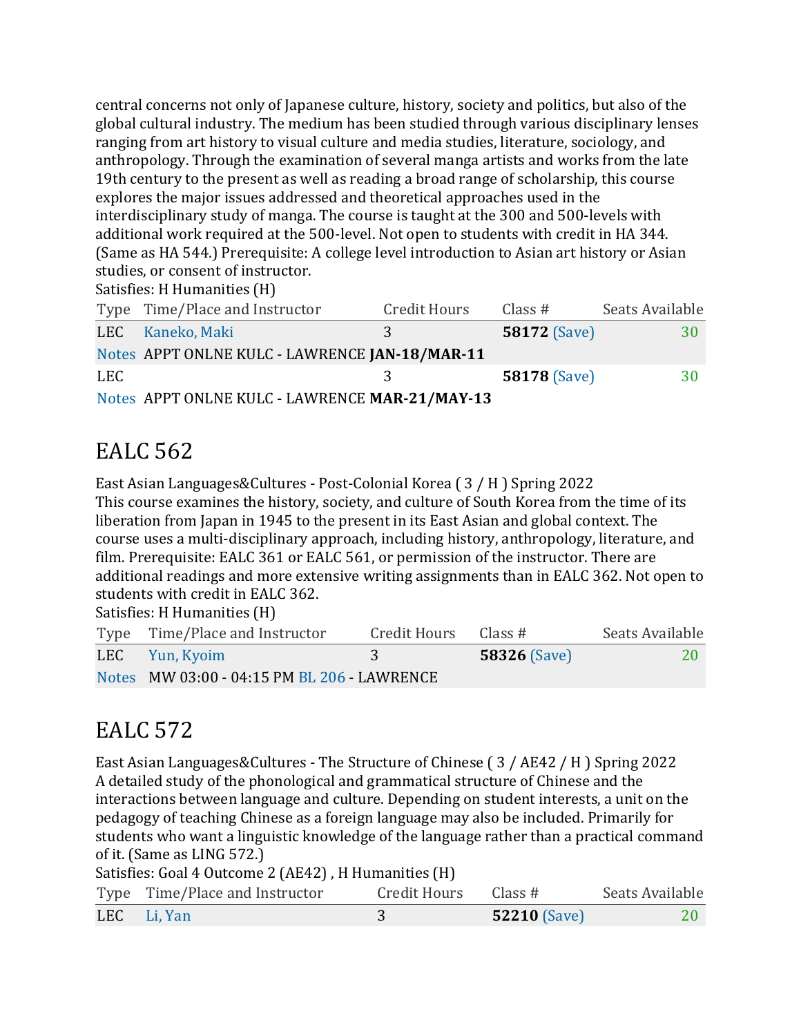central concerns not only of Japanese culture, history, society and politics, but also of the global cultural industry. The medium has been studied through various disciplinary lenses ranging from art history to visual culture and media studies, literature, sociology, and anthropology. Through the examination of several manga artists and works from the late 19th century to the present as well as reading a broad range of scholarship, this course explores the major issues addressed and theoretical approaches used in the interdisciplinary study of manga. The course is taught at the 300 and 500-levels with additional work required at the 500-level. Not open to students with credit in HA 344. (Same as HA 544.) Prerequisite: A college level introduction to Asian art history or Asian studies, or consent of instructor.
Satisfies: H Humanities (H)

| Type | Time/Place and Instructor | Credit Hours | Class # | Seats Available |
|---|---|---|---|---|
| LEC | Kaneko, Maki | 3 | **58172** (Save) | 30 |
| Notes | APPT ONLNE KULC - LAWRENCE **JAN-18/MAR-11** | | | |
| LEC | | 3 | **58178** (Save) | 30 |
| Notes | APPT ONLNE KULC - LAWRENCE **MAR-21/MAY-13** | | | |

# EALC 562

East Asian Languages&Cultures - Post-Colonial Korea ( 3 / H ) Spring 2022
This course examines the history, society, and culture of South Korea from the time of its liberation from Japan in 1945 to the present in its East Asian and global context. The course uses a multi-disciplinary approach, including history, anthropology, literature, and film. Prerequisite: EALC 361 or EALC 561, or permission of the instructor. There are additional readings and more extensive writing assignments than in EALC 362. Not open to students with credit in EALC 362.
Satisfies: H Humanities (H)

| Type | Time/Place and Instructor | Credit Hours | Class # | Seats Available |
|---|---|---|---|---|
| LEC | Yun, Kyoim | 3 | **58326** (Save) | 20 |
| Notes | MW 03:00 - 04:15 PM BL 206 - LAWRENCE | | | |

# EALC 572

East Asian Languages&Cultures - The Structure of Chinese ( 3 / AE42 / H ) Spring 2022
A detailed study of the phonological and grammatical structure of Chinese and the interactions between language and culture. Depending on student interests, a unit on the pedagogy of teaching Chinese as a foreign language may also be included. Primarily for students who want a linguistic knowledge of the language rather than a practical command of it. (Same as LING 572.)
Satisfies: Goal 4 Outcome 2 (AE42) , H Humanities (H)

| Type | Time/Place and Instructor | Credit Hours | Class # | Seats Available |
|---|---|---|---|---|
| LEC | Li, Yan | 3 | **52210** (Save) | 20 |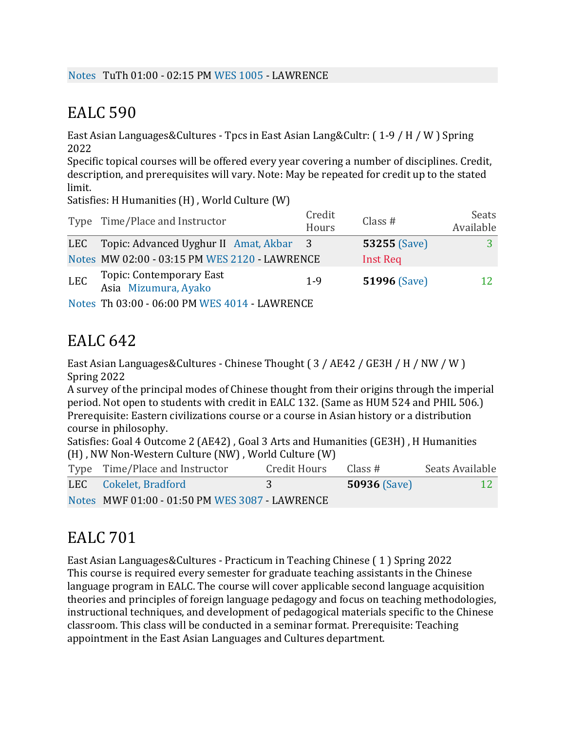| Notes | TuTh 01:00 - 02:15 PM WES 1005 - LAWRENCE | | | |
|---|---|---|---|---|

## EALC 590

East Asian Languages&Cultures - Tpcs in East Asian Lang&Cultr: ( 1-9 / H / W ) Spring 2022
Specific topical courses will be offered every year covering a number of disciplines. Credit, description, and prerequisites will vary. Note: May be repeated for credit up to the stated limit.
Satisfies: H Humanities (H) , World Culture (W)

| Type | Time/Place and Instructor | Credit Hours | Class # | Seats Available |
|---|---|---|---|---|
| LEC | Topic: Advanced Uyghur II Amat, Akbar | 3 | **53255** (Save) | 3 |
| Notes | MW 02:00 - 03:15 PM WES 2120 - LAWRENCE | | Inst Req | |
| LEC | Topic: Contemporary East Asia Mizumura, Ayako | 1-9 | **51996** (Save) | 12 |
| Notes | Th 03:00 - 06:00 PM WES 4014 - LAWRENCE | | | |

## EALC 642

East Asian Languages&Cultures - Chinese Thought ( 3 / AE42 / GE3H / H / NW / W ) Spring 2022
A survey of the principal modes of Chinese thought from their origins through the imperial period. Not open to students with credit in EALC 132. (Same as HUM 524 and PHIL 506.) Prerequisite: Eastern civilizations course or a course in Asian history or a distribution course in philosophy.
Satisfies: Goal 4 Outcome 2 (AE42) , Goal 3 Arts and Humanities (GE3H) , H Humanities (H) , NW Non-Western Culture (NW) , World Culture (W)

| Type | Time/Place and Instructor | Credit Hours | Class # | Seats Available |
|---|---|---|---|---|
| LEC | Cokelet, Bradford | 3 | **50936** (Save) | 12 |
| Notes | MWF 01:00 - 01:50 PM WES 3087 - LAWRENCE | | | |

## EALC 701

East Asian Languages&Cultures - Practicum in Teaching Chinese ( 1 ) Spring 2022
This course is required every semester for graduate teaching assistants in the Chinese language program in EALC. The course will cover applicable second language acquisition theories and principles of foreign language pedagogy and focus on teaching methodologies, instructional techniques, and development of pedagogical materials specific to the Chinese classroom. This class will be conducted in a seminar format. Prerequisite: Teaching appointment in the East Asian Languages and Cultures department.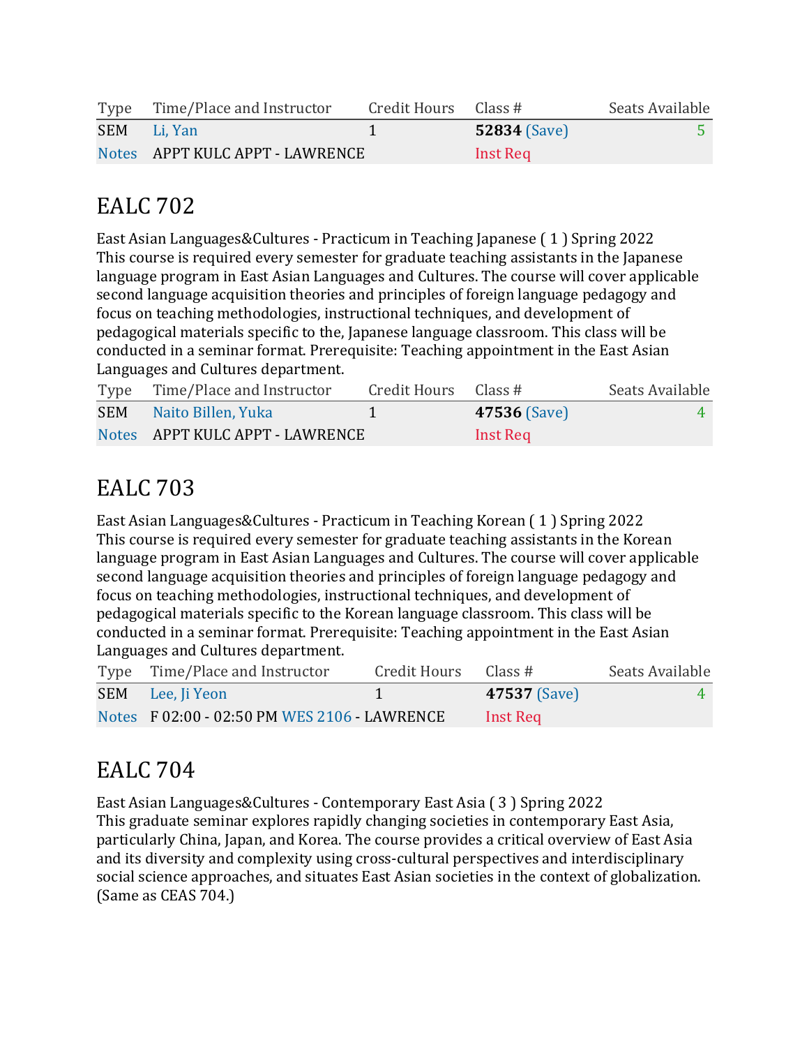| Type | Time/Place and Instructor | Credit Hours | Class # | Seats Available |
| --- | --- | --- | --- | --- |
| SEM | Li, Yan | 1 | **52834** (Save) | 5 |
| Notes | APPT KULC APPT - LAWRENCE | | Inst Req | |

## EALC 702

East Asian Languages&Cultures - Practicum in Teaching Japanese ( 1 ) Spring 2022
This course is required every semester for graduate teaching assistants in the Japanese language program in East Asian Languages and Cultures. The course will cover applicable second language acquisition theories and principles of foreign language pedagogy and focus on teaching methodologies, instructional techniques, and development of pedagogical materials specific to the, Japanese language classroom. This class will be conducted in a seminar format. Prerequisite: Teaching appointment in the East Asian Languages and Cultures department.

| Type | Time/Place and Instructor | Credit Hours | Class # | Seats Available |
| --- | --- | --- | --- | --- |
| SEM | Naito Billen, Yuka | 1 | **47536** (Save) | 4 |
| Notes | APPT KULC APPT - LAWRENCE | | Inst Req | |

## EALC 703

East Asian Languages&Cultures - Practicum in Teaching Korean ( 1 ) Spring 2022
This course is required every semester for graduate teaching assistants in the Korean language program in East Asian Languages and Cultures. The course will cover applicable second language acquisition theories and principles of foreign language pedagogy and focus on teaching methodologies, instructional techniques, and development of pedagogical materials specific to the Korean language classroom. This class will be conducted in a seminar format. Prerequisite: Teaching appointment in the East Asian Languages and Cultures department.

| Type | Time/Place and Instructor | Credit Hours | Class # | Seats Available |
| --- | --- | --- | --- | --- |
| SEM | Lee, Ji Yeon | 1 | **47537** (Save) | 4 |
| Notes | F 02:00 - 02:50 PM WES 2106 - LAWRENCE | | Inst Req | |

## EALC 704

East Asian Languages&Cultures - Contemporary East Asia ( 3 ) Spring 2022
This graduate seminar explores rapidly changing societies in contemporary East Asia, particularly China, Japan, and Korea. The course provides a critical overview of East Asia and its diversity and complexity using cross-cultural perspectives and interdisciplinary social science approaches, and situates East Asian societies in the context of globalization. (Same as CEAS 704.)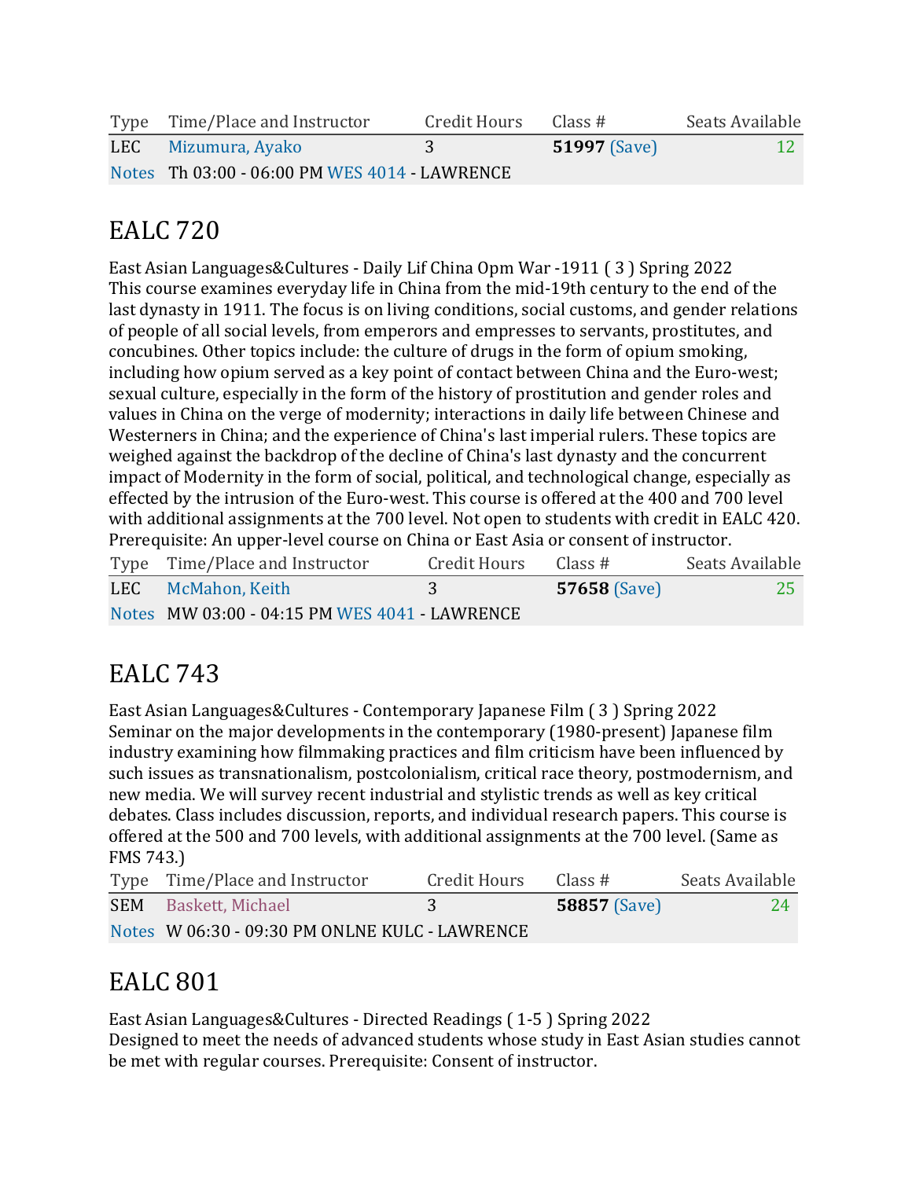| Type | Time/Place and Instructor | Credit Hours | Class # | Seats Available |
|---|---|---|---|---|
| LEC | Mizumura, Ayako | 3 | **51997** (Save) | 12 |
| Notes | Th 03:00 - 06:00 PM WES 4014 - LAWRENCE | | | |

## EALC 720

East Asian Languages&Cultures - Daily Lif China Opm War -1911 ( 3 ) Spring 2022
This course examines everyday life in China from the mid-19th century to the end of the last dynasty in 1911. The focus is on living conditions, social customs, and gender relations of people of all social levels, from emperors and empresses to servants, prostitutes, and concubines. Other topics include: the culture of drugs in the form of opium smoking, including how opium served as a key point of contact between China and the Euro-west; sexual culture, especially in the form of the history of prostitution and gender roles and values in China on the verge of modernity; interactions in daily life between Chinese and Westerners in China; and the experience of China's last imperial rulers. These topics are weighed against the backdrop of the decline of China's last dynasty and the concurrent impact of Modernity in the form of social, political, and technological change, especially as effected by the intrusion of the Euro-west. This course is offered at the 400 and 700 level with additional assignments at the 700 level. Not open to students with credit in EALC 420. Prerequisite: An upper-level course on China or East Asia or consent of instructor.

| Type | Time/Place and Instructor | Credit Hours | Class # | Seats Available |
|---|---|---|---|---|
| LEC | McMahon, Keith | 3 | **57658** (Save) | 25 |
| Notes | MW 03:00 - 04:15 PM WES 4041 - LAWRENCE | | | |

## EALC 743

East Asian Languages&Cultures - Contemporary Japanese Film ( 3 ) Spring 2022
Seminar on the major developments in the contemporary (1980-present) Japanese film industry examining how filmmaking practices and film criticism have been influenced by such issues as transnationalism, postcolonialism, critical race theory, postmodernism, and new media. We will survey recent industrial and stylistic trends as well as key critical debates. Class includes discussion, reports, and individual research papers. This course is offered at the 500 and 700 levels, with additional assignments at the 700 level. (Same as FMS 743.)

| Type | Time/Place and Instructor | Credit Hours | Class # | Seats Available |
|---|---|---|---|---|
| SEM | Baskett, Michael | 3 | **58857** (Save) | 24 |
| Notes | W 06:30 - 09:30 PM ONLNE KULC - LAWRENCE | | | |

## EALC 801

East Asian Languages&Cultures - Directed Readings ( 1-5 ) Spring 2022
Designed to meet the needs of advanced students whose study in East Asian studies cannot be met with regular courses. Prerequisite: Consent of instructor.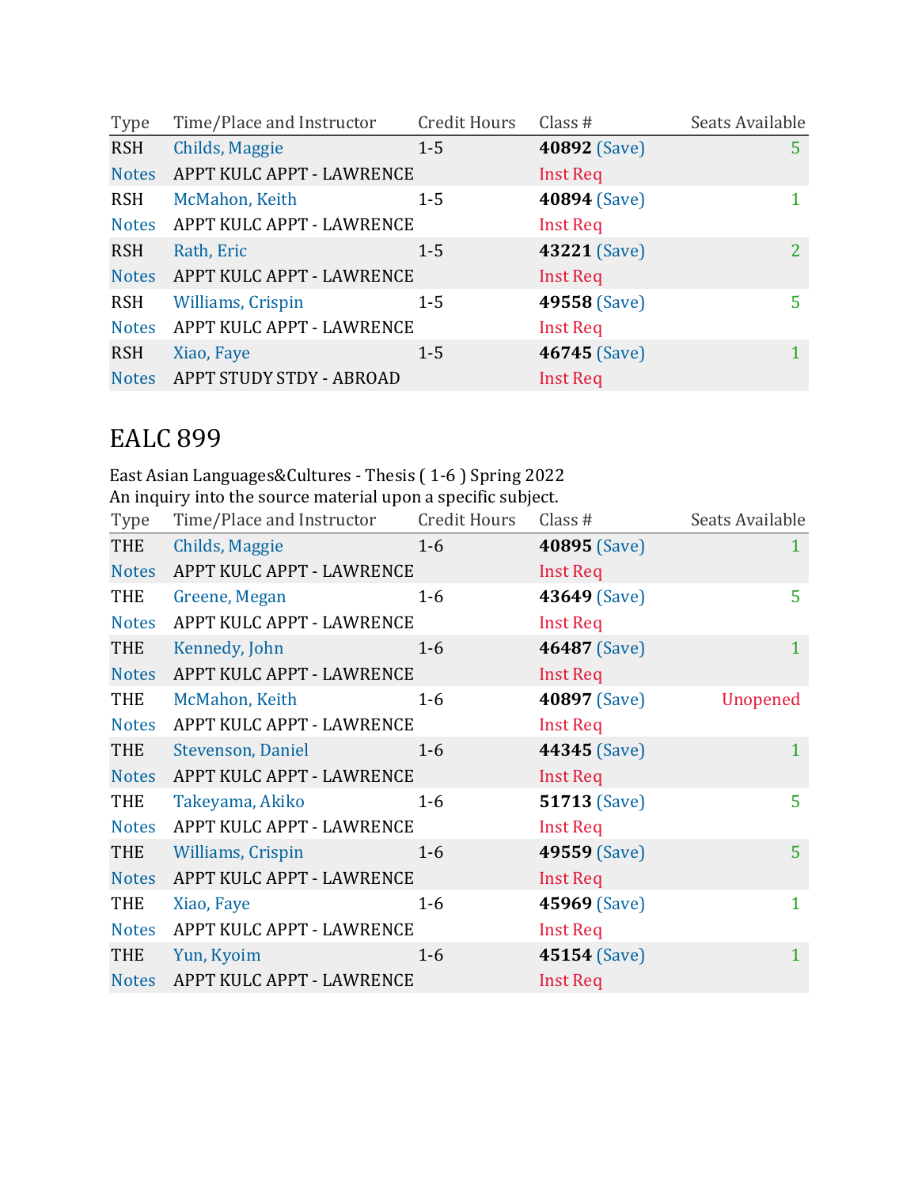| Type | Time/Place and Instructor | Credit Hours | Class # | Seats Available |
|---|---|---|---|---|
| RSH | Childs, Maggie | 1-5 | **40892** (Save) | 5 |
| Notes | APPT KULC APPT - LAWRENCE | | Inst Req | |
| RSH | McMahon, Keith | 1-5 | **40894** (Save) | 1 |
| Notes | APPT KULC APPT - LAWRENCE | | Inst Req | |
| RSH | Rath, Eric | 1-5 | **43221** (Save) | 2 |
| Notes | APPT KULC APPT - LAWRENCE | | Inst Req | |
| RSH | Williams, Crispin | 1-5 | **49558** (Save) | 5 |
| Notes | APPT KULC APPT - LAWRENCE | | Inst Req | |
| RSH | Xiao, Faye | 1-5 | **46745** (Save) | 1 |
| Notes | APPT STUDY STDY - ABROAD | | Inst Req | |

# EALC 899

East Asian Languages&Cultures - Thesis ( 1-6 ) Spring 2022
An inquiry into the source material upon a specific subject.

| Type | Time/Place and Instructor | Credit Hours | Class # | Seats Available |
|---|---|---|---|---|
| THE | Childs, Maggie | 1-6 | **40895** (Save) | 1 |
| Notes | APPT KULC APPT - LAWRENCE | | Inst Req | |
| THE | Greene, Megan | 1-6 | **43649** (Save) | 5 |
| Notes | APPT KULC APPT - LAWRENCE | | Inst Req | |
| THE | Kennedy, John | 1-6 | **46487** (Save) | 1 |
| Notes | APPT KULC APPT - LAWRENCE | | Inst Req | |
| THE | McMahon, Keith | 1-6 | **40897** (Save) | Unopened |
| Notes | APPT KULC APPT - LAWRENCE | | Inst Req | |
| THE | Stevenson, Daniel | 1-6 | **44345** (Save) | 1 |
| Notes | APPT KULC APPT - LAWRENCE | | Inst Req | |
| THE | Takeyama, Akiko | 1-6 | **51713** (Save) | 5 |
| Notes | APPT KULC APPT - LAWRENCE | | Inst Req | |
| THE | Williams, Crispin | 1-6 | **49559** (Save) | 5 |
| Notes | APPT KULC APPT - LAWRENCE | | Inst Req | |
| THE | Xiao, Faye | 1-6 | **45969** (Save) | 1 |
| Notes | APPT KULC APPT - LAWRENCE | | Inst Req | |
| THE | Yun, Kyoim | 1-6 | **45154** (Save) | 1 |
| Notes | APPT KULC APPT - LAWRENCE | | Inst Req | |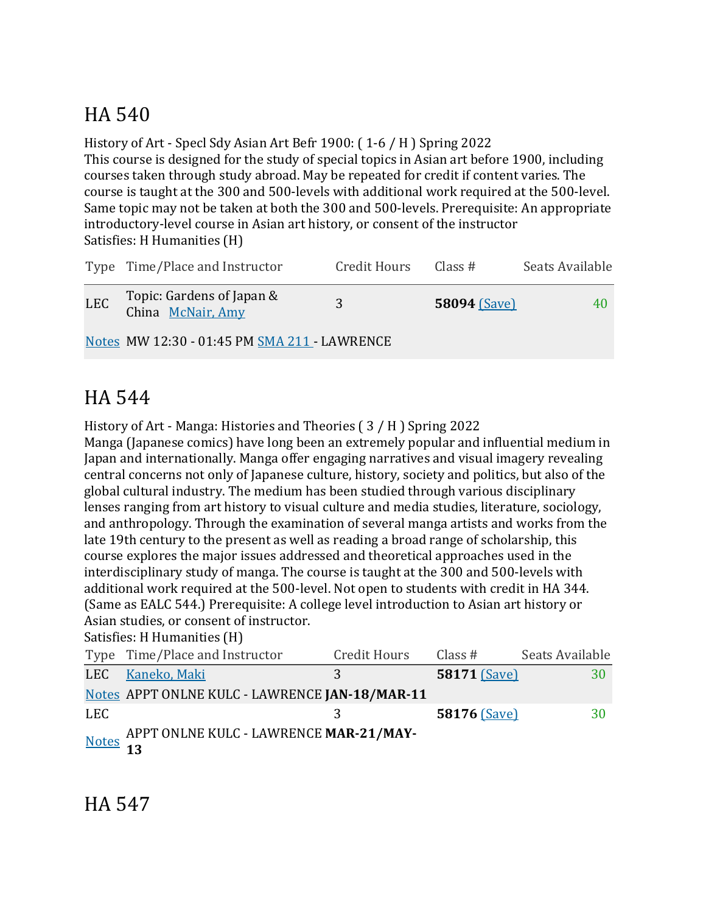# HA 540

History of Art - Specl Sdy Asian Art Befr 1900: ( 1-6 / H ) Spring 2022
This course is designed for the study of special topics in Asian art before 1900, including courses taken through study abroad. May be repeated for credit if content varies. The course is taught at the 300 and 500-levels with additional work required at the 500-level. Same topic may not be taken at both the 300 and 500-levels. Prerequisite: An appropriate introductory-level course in Asian art history, or consent of the instructor
Satisfies: H Humanities (H)

| Type | Time/Place and Instructor | Credit Hours | Class # | Seats Available |
|---|---|---|---|---|
| LEC | Topic: Gardens of Japan & China McNair, Amy | 3 | **58094** (Save) | 40 |
| Notes | MW 12:30 - 01:45 PM SMA 211 - LAWRENCE | | | |

# HA 544

History of Art - Manga: Histories and Theories ( 3 / H ) Spring 2022
Manga (Japanese comics) have long been an extremely popular and influential medium in Japan and internationally. Manga offer engaging narratives and visual imagery revealing central concerns not only of Japanese culture, history, society and politics, but also of the global cultural industry. The medium has been studied through various disciplinary lenses ranging from art history to visual culture and media studies, literature, sociology, and anthropology. Through the examination of several manga artists and works from the late 19th century to the present as well as reading a broad range of scholarship, this course explores the major issues addressed and theoretical approaches used in the interdisciplinary study of manga. The course is taught at the 300 and 500-levels with additional work required at the 500-level. Not open to students with credit in HA 344. (Same as EALC 544.) Prerequisite: A college level introduction to Asian art history or Asian studies, or consent of instructor.
Satisfies: H Humanities (H)

| Type | Time/Place and Instructor | Credit Hours | Class # | Seats Available |
|---|---|---|---|---|
| LEC | Kaneko, Maki | 3 | **58171** (Save) | 30 |
| Notes | APPT ONLNE KULC - LAWRENCE **JAN-18/MAR-11** | | | |
| LEC | | 3 | **58176** (Save) | 30 |
| Notes | APPT ONLNE KULC - LAWRENCE **MAR-21/MAY-13** | | | |

# HA 547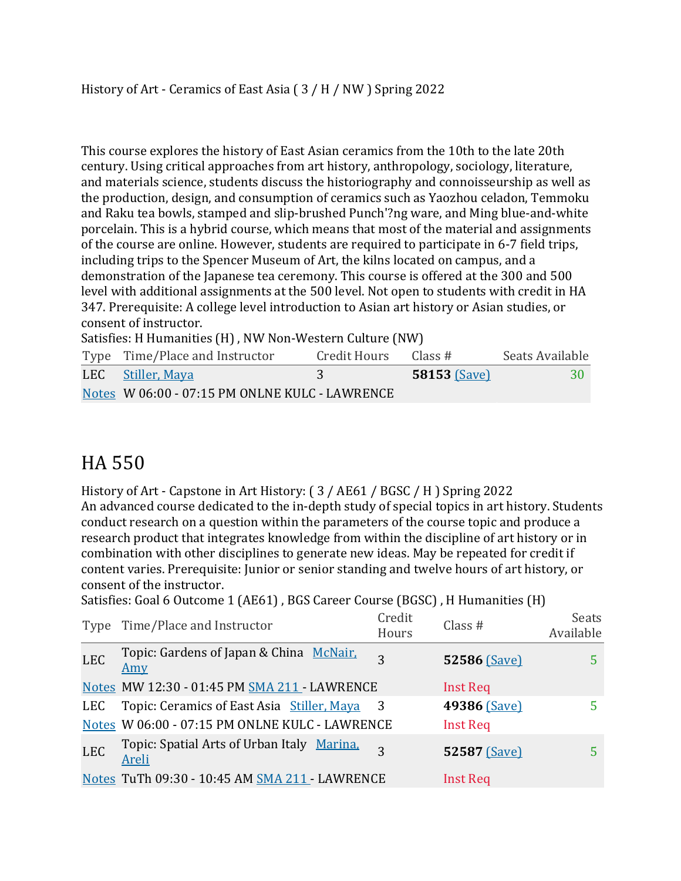History of Art - Ceramics of East Asia ( 3 / H / NW ) Spring 2022

This course explores the history of East Asian ceramics from the 10th to the late 20th century. Using critical approaches from art history, anthropology, sociology, literature, and materials science, students discuss the historiography and connoisseurship as well as the production, design, and consumption of ceramics such as Yaozhou celadon, Temmoku and Raku tea bowls, stamped and slip-brushed Punch'?ng ware, and Ming blue-and-white porcelain. This is a hybrid course, which means that most of the material and assignments of the course are online. However, students are required to participate in 6-7 field trips, including trips to the Spencer Museum of Art, the kilns located on campus, and a demonstration of the Japanese tea ceremony. This course is offered at the 300 and 500 level with additional assignments at the 500 level. Not open to students with credit in HA 347. Prerequisite: A college level introduction to Asian art history or Asian studies, or consent of instructor.

Satisfies: H Humanities (H) , NW Non-Western Culture (NW)

| Type | Time/Place and Instructor | Credit Hours | Class # | Seats Available |
|---|---|---|---|---|
| LEC | Stiller, Maya | 3 | **58153** (Save) | 30 |
| Notes | W 06:00 - 07:15 PM ONLNE KULC - LAWRENCE | | | |

## HA 550

History of Art - Capstone in Art History: ( 3 / AE61 / BGSC / H ) Spring 2022

An advanced course dedicated to the in-depth study of special topics in art history. Students conduct research on a question within the parameters of the course topic and produce a research product that integrates knowledge from within the discipline of art history or in combination with other disciplines to generate new ideas. May be repeated for credit if content varies. Prerequisite: Junior or senior standing and twelve hours of art history, or consent of the instructor.

Satisfies: Goal 6 Outcome 1 (AE61) , BGS Career Course (BGSC) , H Humanities (H)

| Type | Time/Place and Instructor | Credit Hours | Class # | Seats Available |
|---|---|---|---|---|
| LEC | Topic: Gardens of Japan & China McNair, Amy | 3 | **52586** (Save) | 5 |
| Notes | MW 12:30 - 01:45 PM SMA 211 - LAWRENCE | | Inst Req | |
| LEC | Topic: Ceramics of East Asia Stiller, Maya | 3 | **49386** (Save) | 5 |
| Notes | W 06:00 - 07:15 PM ONLNE KULC - LAWRENCE | | Inst Req | |
| LEC | Topic: Spatial Arts of Urban Italy Marina, Areli | 3 | **52587** (Save) | 5 |
| Notes | TuTh 09:30 - 10:45 AM SMA 211 - LAWRENCE | | Inst Req | |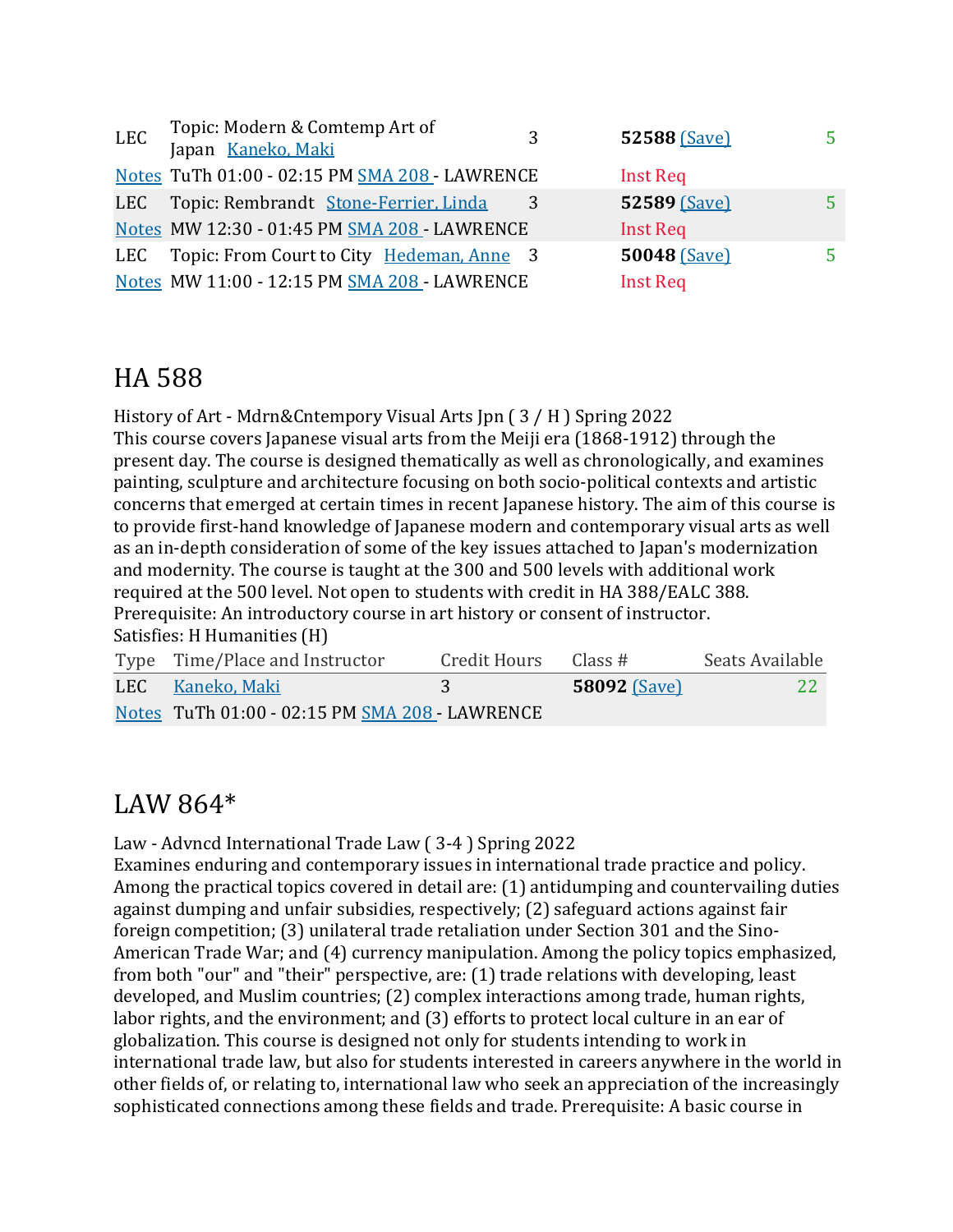| | | | | |
|---|---|---|---|---|
| LEC | Topic: Modern & Comtemp Art of Japan [Kaneko, Maki] | 3 | **52588** (Save) | 5 |
| Notes | TuTh 01:00 - 02:15 PM SMA 208 - LAWRENCE | | Inst Req | |
| LEC | Topic: Rembrandt [Stone-Ferrier, Linda] | 3 | **52589** (Save) | 5 |
| Notes | MW 12:30 - 01:45 PM SMA 208 - LAWRENCE | | Inst Req | |
| LEC | Topic: From Court to City [Hedeman, Anne] | 3 | **50048** (Save) | 5 |
| Notes | MW 11:00 - 12:15 PM SMA 208 - LAWRENCE | | Inst Req | |

# HA 588

History of Art - Mdrn&Cntempory Visual Arts Jpn ( 3 / H ) Spring 2022
This course covers Japanese visual arts from the Meiji era (1868-1912) through the present day. The course is designed thematically as well as chronologically, and examines painting, sculpture and architecture focusing on both socio-political contexts and artistic concerns that emerged at certain times in recent Japanese history. The aim of this course is to provide first-hand knowledge of Japanese modern and contemporary visual arts as well as an in-depth consideration of some of the key issues attached to Japan's modernization and modernity. The course is taught at the 300 and 500 levels with additional work required at the 500 level. Not open to students with credit in HA 388/EALC 388. Prerequisite: An introductory course in art history or consent of instructor.
Satisfies: H Humanities (H)

| Type | Time/Place and Instructor | Credit Hours | Class # | Seats Available |
|---|---|---|---|---|
| LEC | Kaneko, Maki | 3 | **58092** (Save) | 22 |
| Notes | TuTh 01:00 - 02:15 PM SMA 208 - LAWRENCE | | | |

# LAW 864*

Law - Advncd International Trade Law ( 3-4 ) Spring 2022
Examines enduring and contemporary issues in international trade practice and policy. Among the practical topics covered in detail are: (1) antidumping and countervailing duties against dumping and unfair subsidies, respectively; (2) safeguard actions against fair foreign competition; (3) unilateral trade retaliation under Section 301 and the Sino-American Trade War; and (4) currency manipulation. Among the policy topics emphasized, from both "our" and "their" perspective, are: (1) trade relations with developing, least developed, and Muslim countries; (2) complex interactions among trade, human rights, labor rights, and the environment; and (3) efforts to protect local culture in an ear of globalization. This course is designed not only for students intending to work in international trade law, but also for students interested in careers anywhere in the world in other fields of, or relating to, international law who seek an appreciation of the increasingly sophisticated connections among these fields and trade. Prerequisite: A basic course in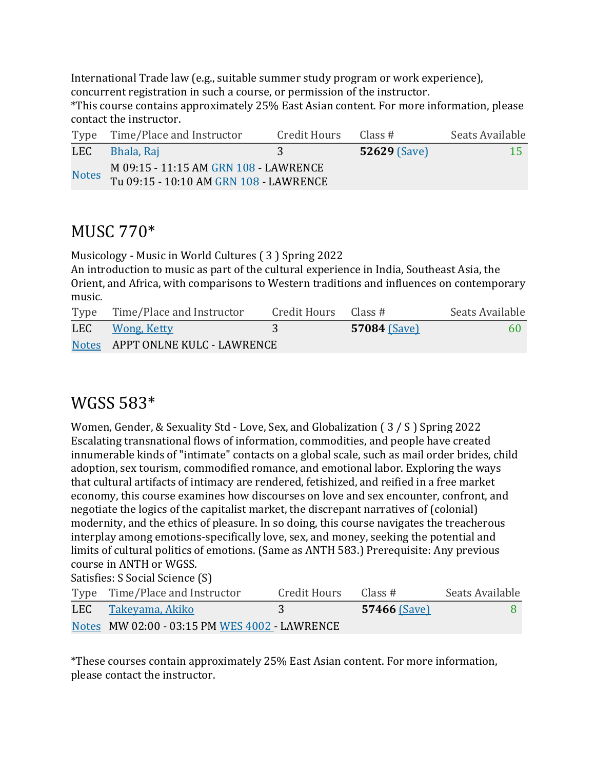International Trade law (e.g., suitable summer study program or work experience), concurrent registration in such a course, or permission of the instructor.
*This course contains approximately 25% East Asian content. For more information, please contact the instructor.

| Type | Time/Place and Instructor | Credit Hours | Class # | Seats Available |
| --- | --- | --- | --- | --- |
| LEC | Bhala, Raj | 3 | **52629** (Save) | 15 |
| Notes | M 09:15 - 11:15 AM GRN 108 - LAWRENCE<br>Tu 09:15 - 10:10 AM GRN 108 - LAWRENCE | | | |

## MUSC 770*

Musicology - Music in World Cultures ( 3 ) Spring 2022
An introduction to music as part of the cultural experience in India, Southeast Asia, the Orient, and Africa, with comparisons to Western traditions and influences on contemporary music.

| Type | Time/Place and Instructor | Credit Hours | Class # | Seats Available |
| --- | --- | --- | --- | --- |
| LEC | Wong, Ketty | 3 | **57084** (Save) | 60 |
| Notes | APPT ONLNE KULC - LAWRENCE | | | |

## WGSS 583*

Women, Gender, & Sexuality Std - Love, Sex, and Globalization ( 3 / S ) Spring 2022
Escalating transnational flows of information, commodities, and people have created innumerable kinds of "intimate" contacts on a global scale, such as mail order brides, child adoption, sex tourism, commodified romance, and emotional labor. Exploring the ways that cultural artifacts of intimacy are rendered, fetishized, and reified in a free market economy, this course examines how discourses on love and sex encounter, confront, and negotiate the logics of the capitalist market, the discrepant narratives of (colonial) modernity, and the ethics of pleasure. In so doing, this course navigates the treacherous interplay among emotions-specifically love, sex, and money, seeking the potential and limits of cultural politics of emotions. (Same as ANTH 583.) Prerequisite: Any previous course in ANTH or WGSS.
Satisfies: S Social Science (S)

| Type | Time/Place and Instructor | Credit Hours | Class # | Seats Available |
| --- | --- | --- | --- | --- |
| LEC | Takeyama, Akiko | 3 | **57466** (Save) | 8 |
| Notes | MW 02:00 - 03:15 PM WES 4002 - LAWRENCE | | | |

*These courses contain approximately 25% East Asian content. For more information, please contact the instructor.